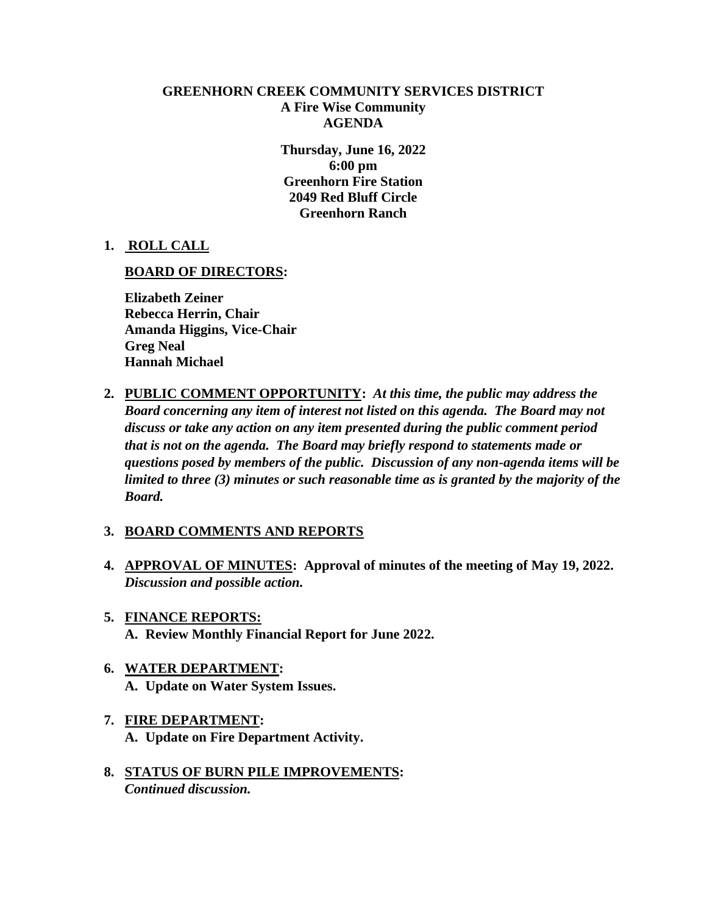# GREENHORN CREEK COMMUNITY SERVICES DISTRICT
## A Fire Wise Community
## AGENDA

**Thursday, June 16, 2022**
**6:00 pm**
**Greenhorn Fire Station**
**2049 Red Bluff Circle**
**Greenhorn Ranch**

1. **ROLL CALL**

   **BOARD OF DIRECTORS:**

   **Elizabeth Zeiner**
   **Rebecca Herrin, Chair**
   **Amanda Higgins, Vice-Chair**
   **Greg Neal**
   **Hannah Michael**

2. **PUBLIC COMMENT OPPORTUNITY:** ***At this time, the public may address the Board concerning any item of interest not listed on this agenda. The Board may not discuss or take any action on any item presented during the public comment period that is not on the agenda. The Board may briefly respond to statements made or questions posed by members of the public. Discussion of any non-agenda items will be limited to three (3) minutes or such reasonable time as is granted by the majority of the Board.***

3. **BOARD COMMENTS AND REPORTS**

4. **APPROVAL OF MINUTES: Approval of minutes of the meeting of May 19, 2022.** ***Discussion and possible action.***

5. **FINANCE REPORTS:**
   **A. Review Monthly Financial Report for June 2022.**

6. **WATER DEPARTMENT:**
   **A. Update on Water System Issues.**

7. **FIRE DEPARTMENT:**
   **A. Update on Fire Department Activity.**

8. **STATUS OF BURN PILE IMPROVEMENTS:**
   ***Continued discussion.***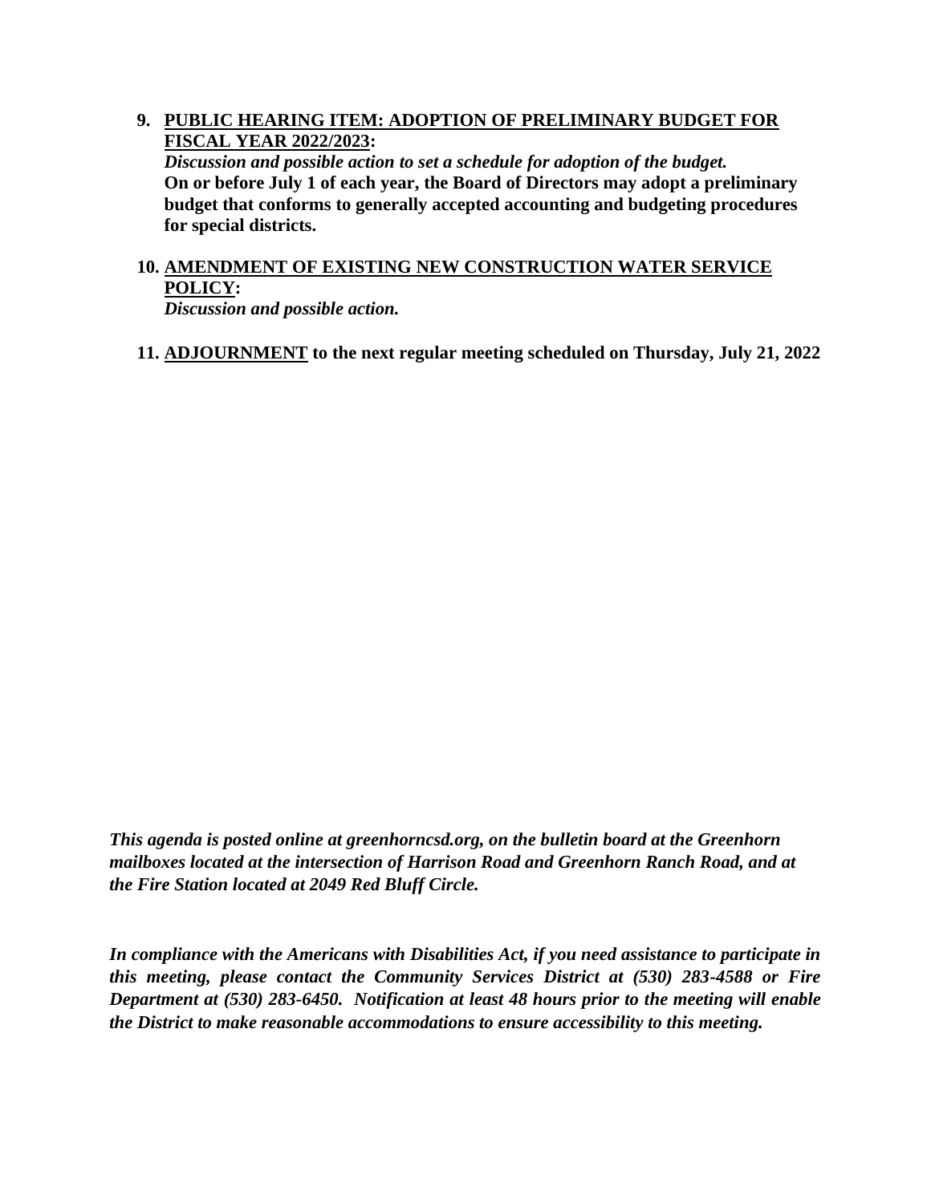9. **<u>PUBLIC HEARING ITEM: ADOPTION OF PRELIMINARY BUDGET FOR FISCAL YEAR 2022/2023</u>:**
   ***Discussion and possible action to set a schedule for adoption of the budget.***
   **On or before July 1 of each year, the Board of Directors may adopt a preliminary budget that conforms to generally accepted accounting and budgeting procedures for special districts.**

10. **<u>AMENDMENT OF EXISTING NEW CONSTRUCTION WATER SERVICE POLICY</u>:**
    ***Discussion and possible action.***

11. **<u>ADJOURNMENT</u> to the next regular meeting scheduled on Thursday, July 21, 2022**

***This agenda is posted online at greenhorncsd.org, on the bulletin board at the Greenhorn mailboxes located at the intersection of Harrison Road and Greenhorn Ranch Road, and at the Fire Station located at 2049 Red Bluff Circle.***

***In compliance with the Americans with Disabilities Act, if you need assistance to participate in this meeting, please contact the Community Services District at (530) 283-4588 or Fire Department at (530) 283-6450. Notification at least 48 hours prior to the meeting will enable the District to make reasonable accommodations to ensure accessibility to this meeting.***